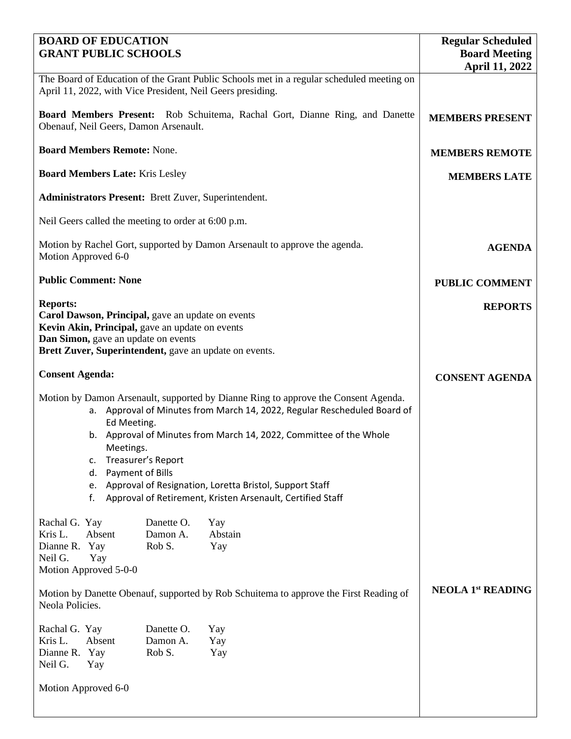| BOARD OF EDUCATION<br>GRANT PUBLIC SCHOOLS | Regular Scheduled<br>Board Meeting<br>April 11, 2022 |
|---|---|

The Board of Education of the Grant Public Schools met in a regular scheduled meeting on April 11, 2022, with Vice President, Neil Geers presiding.

**MEMBERS PRESENT**

**Board Members Present:** Rob Schuitema, Rachal Gort, Dianne Ring, and Danette Obenauf, Neil Geers, Damon Arsenault.

**MEMBERS REMOTE**

**Board Members Remote:** None.

**MEMBERS LATE**

**Board Members Late:** Kris Lesley

**Administrators Present:** Brett Zuver, Superintendent.

Neil Geers called the meeting to order at 6:00 p.m.

**AGENDA**

Motion by Rachel Gort, supported by Damon Arsenault to approve the agenda.
Motion Approved 6-0

**PUBLIC COMMENT**

**Public Comment: None**

**REPORTS**

**Reports:**
**Carol Dawson, Principal,** gave an update on events
**Kevin Akin, Principal,** gave an update on events
**Dan Simon,** gave an update on events
**Brett Zuver, Superintendent,** gave an update on events.

**CONSENT AGENDA**

**Consent Agenda:**

Motion by Damon Arsenault, supported by Dianne Ring to approve the Consent Agenda.

a. Approval of Minutes from March 14, 2022, Regular Rescheduled Board of Ed Meeting.
b. Approval of Minutes from March 14, 2022, Committee of the Whole Meetings.
c. Treasurer's Report
d. Payment of Bills
e. Approval of Resignation, Loretta Bristol, Support Staff
f. Approval of Retirement, Kristen Arsenault, Certified Staff

| | | | |
|---|---|---|---|
| Rachal G. | Yay | Danette O. | Yay |
| Kris L. | Absent | Damon A. | Abstain |
| Dianne R. | Yay | Rob S. | Yay |
| Neil G. | Yay | | |

Motion Approved 5-0-0

**NEOLA 1st READING**

Motion by Danette Obenauf, supported by Rob Schuitema to approve the First Reading of Neola Policies.

| | | | |
|---|---|---|---|
| Rachal G. | Yay | Danette O. | Yay |
| Kris L. | Absent | Damon A. | Yay |
| Dianne R. | Yay | Rob S. | Yay |
| Neil G. | Yay | | |

Motion Approved 6-0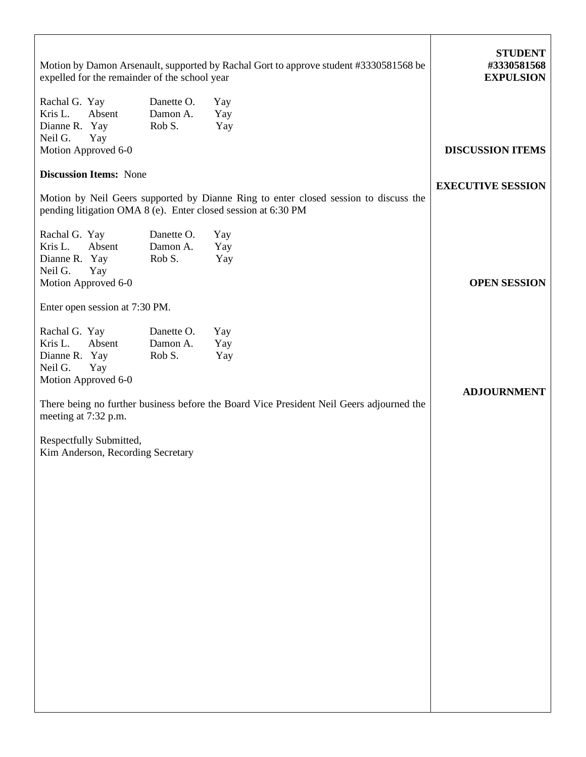**STUDENT #3330581568 EXPULSION**

Motion by Damon Arsenault, supported by Rachal Gort to approve student #3330581568 be expelled for the remainder of the school year

| | | | |
|---|---|---|---|
| Rachal G. | Yay | Danette O. | Yay |
| Kris L. | Absent | Damon A. | Yay |
| Dianne R. | Yay | Rob S. | Yay |
| Neil G. | Yay | | |

Motion Approved 6-0

**DISCUSSION ITEMS**

**Discussion Items:** None

**EXECUTIVE SESSION**

Motion by Neil Geers supported by Dianne Ring to enter closed session to discuss the pending litigation OMA 8 (e). Enter closed session at 6:30 PM

| | | | |
|---|---|---|---|
| Rachal G. | Yay | Danette O. | Yay |
| Kris L. | Absent | Damon A. | Yay |
| Dianne R. | Yay | Rob S. | Yay |
| Neil G. | Yay | | |

Motion Approved 6-0

**OPEN SESSION**

Enter open session at 7:30 PM.

| | | | |
|---|---|---|---|
| Rachal G. | Yay | Danette O. | Yay |
| Kris L. | Absent | Damon A. | Yay |
| Dianne R. | Yay | Rob S. | Yay |
| Neil G. | Yay | | |

Motion Approved 6-0

**ADJOURNMENT**

There being no further business before the Board Vice President Neil Geers adjourned the meeting at 7:32 p.m.

Respectfully Submitted,
Kim Anderson, Recording Secretary